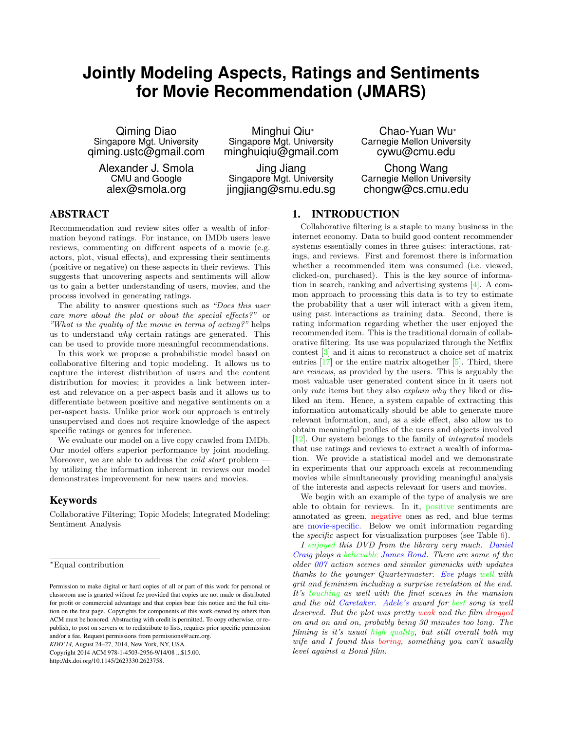# Jointly Modeling Aspects, Ratings and Sentiments for Movie Recommendation (JMARS)

Qiming Diao
Singapore Mgt. University
qiming.ustc@gmail.com

Minghui Qiu*
Singapore Mgt. University
minghuiqiu@gmail.com

Chao-Yuan Wu*
Carnegie Mellon University
cywu@cmu.edu

Alexander J. Smola
CMU and Google
alex@smola.org

Jing Jiang
Singapore Mgt. University
jingjiang@smu.edu.sg

Chong Wang
Carnegie Mellon University
chongw@cs.cmu.edu

## ABSTRACT

Recommendation and review sites offer a wealth of information beyond ratings. For instance, on IMDb users leave reviews, commenting on different aspects of a movie (e.g. actors, plot, visual effects), and expressing their sentiments (positive or negative) on these aspects in their reviews. This suggests that uncovering aspects and sentiments will allow us to gain a better understanding of users, movies, and the process involved in generating ratings.

The ability to answer questions such as *"Does this user care more about the plot or about the special effects?"* or *"What is the quality of the movie in terms of acting?"* helps us to understand *why* certain ratings are generated. This can be used to provide more meaningful recommendations.

In this work we propose a probabilistic model based on collaborative filtering and topic modeling. It allows us to capture the interest distribution of users and the content distribution for movies; it provides a link between interest and relevance on a per-aspect basis and it allows us to differentiate between positive and negative sentiments on a per-aspect basis. Unlike prior work our approach is entirely unsupervised and does not require knowledge of the aspect specific ratings or genres for inference.

We evaluate our model on a live copy crawled from IMDb. Our model offers superior performance by joint modeling. Moreover, we are able to address the *cold start* problem — by utilizing the information inherent in reviews our model demonstrates improvement for new users and movies.

## Keywords

Collaborative Filtering; Topic Models; Integrated Modeling; Sentiment Analysis

*Equal contribution

Permission to make digital or hard copies of all or part of this work for personal or classroom use is granted without fee provided that copies are not made or distributed for profit or commercial advantage and that copies bear this notice and the full citation on the first page. Copyrights for components of this work owned by others than ACM must be honored. Abstracting with credit is permitted. To copy otherwise, or republish, to post on servers or to redistribute to lists, requires prior specific permission and/or a fee. Request permissions from permissions@acm.org.
*KDD'14,* August 24–27, 2014, New York, NY, USA.
Copyright 2014 ACM 978-1-4503-2956-9/14/08 ...$15.00.
http://dx.doi.org/10.1145/2623330.2623758.

## 1. INTRODUCTION

Collaborative filtering is a staple to many business in the internet economy. Data to build good content recommender systems essentially comes in three guises: interactions, ratings, and reviews. First and foremost there is information whether a recommended item was consumed (i.e. viewed, clicked-on, purchased). This is the key source of information in search, ranking and advertising systems [4]. A common approach to processing this data is to try to estimate the probability that a user will interact with a given item, using past interactions as training data. Second, there is rating information regarding whether the user enjoyed the recommended item. This is the traditional domain of collaborative filtering. Its use was popularized through the Netflix contest [3] and it aims to reconstruct a choice set of matrix entries [17] or the entire matrix altogether [5]. Third, there are *reviews*, as provided by the users. This is arguably the most valuable user generated content since in it users not only *rate* items but they also *explain why* they liked or disliked an item. Hence, a system capable of extracting this information automatically should be able to generate more relevant information, and, as a side effect, also allow us to obtain meaningful profiles of the users and objects involved [12]. Our system belongs to the family of *integrated* models that use ratings and reviews to extract a wealth of information. We provide a statistical model and we demonstrate in experiments that our approach excels at recommending movies while simultaneously providing meaningful analysis of the interests and aspects relevant for users and movies.

We begin with an example of the type of analysis we are able to obtain for reviews. In it, positive sentiments are annotated as green, negative ones as red, and blue terms are movie-specific. Below we omit information regarding the *specific* aspect for visualization purposes (see Table 6).

*I enjoyed this DVD from the library very much. Daniel Craig plays a believable James Bond. There are some of the older 007 action scenes and similar gimmicks with updates thanks to the younger Quartermaster. Eve plays well with grit and feminism including a surprise revelation at the end. It's touching as well with the final scenes in the mansion and the old Caretaker. Adele's award for best song is well deserved. But the plot was pretty weak and the film dragged on and on and on, probably being 30 minutes too long. The filming is it's usual high quality, but still overall both my wife and I found this boring, something you can't usually level against a Bond film.*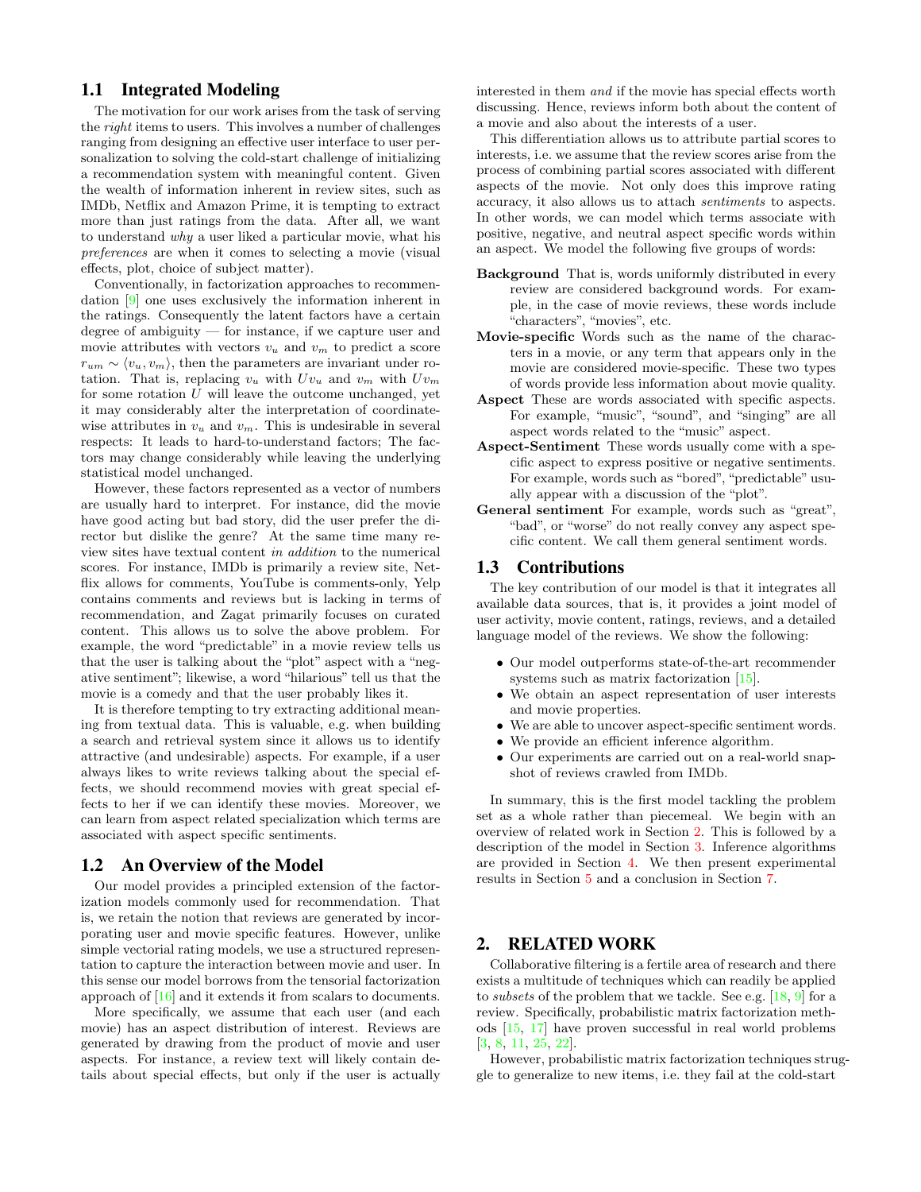### 1.1 Integrated Modeling

The motivation for our work arises from the task of serving the *right* items to users. This involves a number of challenges ranging from designing an effective user interface to user personalization to solving the cold-start challenge of initializing a recommendation system with meaningful content. Given the wealth of information inherent in review sites, such as IMDb, Netflix and Amazon Prime, it is tempting to extract more than just ratings from the data. After all, we want to understand *why* a user liked a particular movie, what his *preferences* are when it comes to selecting a movie (visual effects, plot, choice of subject matter).

Conventionally, in factorization approaches to recommendation [9] one uses exclusively the information inherent in the ratings. Consequently the latent factors have a certain degree of ambiguity — for instance, if we capture user and movie attributes with vectors $v_u$ and $v_m$ to predict a score $r_{um} \sim \langle v_u, v_m \rangle$, then the parameters are invariant under rotation. That is, replacing $v_u$ with $Uv_u$ and $v_m$ with $Uv_m$ for some rotation $U$ will leave the outcome unchanged, yet it may considerably alter the interpretation of coordinate-wise attributes in $v_u$ and $v_m$. This is undesirable in several respects: It leads to hard-to-understand factors; The factors may change considerably while leaving the underlying statistical model unchanged.

However, these factors represented as a vector of numbers are usually hard to interpret. For instance, did the movie have good acting but bad story, did the user prefer the director but dislike the genre? At the same time many review sites have textual content *in addition* to the numerical scores. For instance, IMDb is primarily a review site, Netflix allows for comments, YouTube is comments-only, Yelp contains comments and reviews but is lacking in terms of recommendation, and Zagat primarily focuses on curated content. This allows us to solve the above problem. For example, the word "predictable" in a movie review tells us that the user is talking about the "plot" aspect with a "negative sentiment"; likewise, a word "hilarious" tell us that the movie is a comedy and that the user probably likes it.

It is therefore tempting to try extracting additional meaning from textual data. This is valuable, e.g. when building a search and retrieval system since it allows us to identify attractive (and undesirable) aspects. For example, if a user always likes to write reviews talking about the special effects, we should recommend movies with great special effects to her if we can identify these movies. Moreover, we can learn from aspect related specialization which terms are associated with aspect specific sentiments.

### 1.2 An Overview of the Model

Our model provides a principled extension of the factorization models commonly used for recommendation. That is, we retain the notion that reviews are generated by incorporating user and movie specific features. However, unlike simple vectorial rating models, we use a structured representation to capture the interaction between movie and user. In this sense our model borrows from the tensorial factorization approach of [16] and it extends it from scalars to documents.

More specifically, we assume that each user (and each movie) has an aspect distribution of interest. Reviews are generated by drawing from the product of movie and user aspects. For instance, a review text will likely contain details about special effects, but only if the user is actually interested in them *and* if the movie has special effects worth discussing. Hence, reviews inform both about the content of a movie and also about the interests of a user.

This differentiation allows us to attribute partial scores to interests, i.e. we assume that the review scores arise from the process of combining partial scores associated with different aspects of the movie. Not only does this improve rating accuracy, it also allows us to attach *sentiments* to aspects. In other words, we can model which terms associate with positive, negative, and neutral aspect specific words within an aspect. We model the following five groups of words:

**Background** That is, words uniformly distributed in every review are considered background words. For example, in the case of movie reviews, these words include "characters", "movies", etc.

**Movie-specific** Words such as the name of the characters in a movie, or any term that appears only in the movie are considered movie-specific. These two types of words provide less information about movie quality.

**Aspect** These are words associated with specific aspects. For example, "music", "sound", and "singing" are all aspect words related to the "music" aspect.

**Aspect-Sentiment** These words usually come with a specific aspect to express positive or negative sentiments. For example, words such as "bored", "predictable" usually appear with a discussion of the "plot".

**General sentiment** For example, words such as "great", "bad", or "worse" do not really convey any aspect specific content. We call them general sentiment words.

### 1.3 Contributions

The key contribution of our model is that it integrates all available data sources, that is, it provides a joint model of user activity, movie content, ratings, reviews, and a detailed language model of the reviews. We show the following:

- Our model outperforms state-of-the-art recommender systems such as matrix factorization [15].
- We obtain an aspect representation of user interests and movie properties.
- We are able to uncover aspect-specific sentiment words.
- We provide an efficient inference algorithm.
- Our experiments are carried out on a real-world snapshot of reviews crawled from IMDb.

In summary, this is the first model tackling the problem set as a whole rather than piecemeal. We begin with an overview of related work in Section 2. This is followed by a description of the model in Section 3. Inference algorithms are provided in Section 4. We then present experimental results in Section 5 and a conclusion in Section 7.

## 2. RELATED WORK

Collaborative filtering is a fertile area of research and there exists a multitude of techniques which can readily be applied to *subsets* of the problem that we tackle. See e.g. [18, 9] for a review. Specifically, probabilistic matrix factorization methods [15, 17] have proven successful in real world problems [3, 8, 11, 25, 22].

However, probabilistic matrix factorization techniques struggle to generalize to new items, i.e. they fail at the cold-start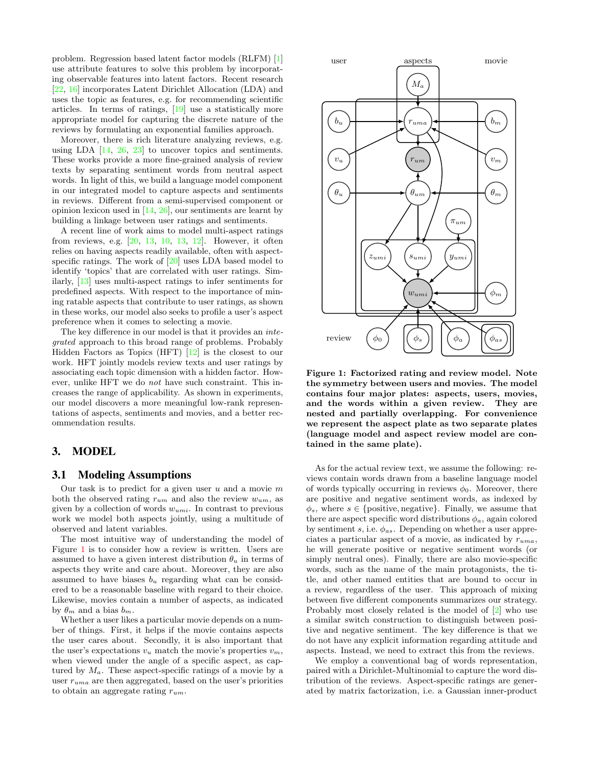problem. Regression based latent factor models (RLFM) [1] use attribute features to solve this problem by incorporating observable features into latent factors. Recent research [22, 16] incorporates Latent Dirichlet Allocation (LDA) and uses the topic as features, e.g. for recommending scientific articles. In terms of ratings, [19] use a statistically more appropriate model for capturing the discrete nature of the reviews by formulating an exponential families approach.

Moreover, there is rich literature analyzing reviews, e.g. using LDA [14, 26, 23] to uncover topics and sentiments. These works provide a more fine-grained analysis of review texts by separating sentiment words from neutral aspect words. In light of this, we build a language model component in our integrated model to capture aspects and sentiments in reviews. Different from a semi-supervised component or opinion lexicon used in [14, 26], our sentiments are learnt by building a linkage between user ratings and sentiments.

A recent line of work aims to model multi-aspect ratings from reviews, e.g. [20, 13, 10, 13, 12]. However, it often relies on having aspects readily available, often with aspect-specific ratings. The work of [20] uses LDA based model to identify 'topics' that are correlated with user ratings. Similarly, [13] uses multi-aspect ratings to infer sentiments for predefined aspects. With respect to the importance of mining ratable aspects that contribute to user ratings, as shown in these works, our model also seeks to profile a user's aspect preference when it comes to selecting a movie.

The key difference in our model is that it provides an *integrated* approach to this broad range of problems. Probably Hidden Factors as Topics (HFT) [12] is the closest to our work. HFT jointly models review texts and user ratings by associating each topic dimension with a hidden factor. However, unlike HFT we do *not* have such constraint. This increases the range of applicability. As shown in experiments, our model discovers a more meaningful low-rank representations of aspects, sentiments and movies, and a better recommendation results.

## 3. MODEL

### 3.1 Modeling Assumptions

Our task is to predict for a given user $u$ and a movie $m$ both the observed rating $r_{um}$ and also the review $w_{um}$, as given by a collection of words $w_{umi}$. In contrast to previous work we model both aspects jointly, using a multitude of observed and latent variables.

The most intuitive way of understanding the model of Figure 1 is to consider how a review is written. Users are assumed to have a given interest distribution $\theta_u$ in terms of aspects they write and care about. Moreover, they are also assumed to have biases $b_u$ regarding what can be considered to be a reasonable baseline with regard to their choice. Likewise, movies contain a number of aspects, as indicated by $\theta_m$ and a bias $b_m$.

Whether a user likes a particular movie depends on a number of things. First, it helps if the movie contains aspects the user cares about. Secondly, it is also important that the user's expectations $v_u$ match the movie's properties $v_m$, when viewed under the angle of a specific aspect, as captured by $M_a$. These aspect-specific ratings of a movie by a user $r_{uma}$ are then aggregated, based on the user's priorities to obtain an aggregate rating $r_{um}$.

**Figure 1: Factorized rating and review model. Note the symmetry between users and movies. The model contains four major plates: aspects, users, movies, and the words within a given review. They are nested and partially overlapping. For convenience we represent the aspect plate as two separate plates (language model and aspect review model are contained in the same plate).**

As for the actual review text, we assume the following: reviews contain words drawn from a baseline language model of words typically occurring in reviews $\phi_0$. Moreover, there are positive and negative sentiment words, as indexed by $\phi_s$, where $s \in \{\text{positive}, \text{negative}\}$. Finally, we assume that there are aspect specific word distributions $\phi_a$, again colored by sentiment $s$, i.e. $\phi_{as}$. Depending on whether a user appreciates a particular aspect of a movie, as indicated by $r_{uma}$, he will generate positive or negative sentiment words (or simply neutral ones). Finally, there are also movie-specific words, such as the name of the main protagonists, the title, and other named entities that are bound to occur in a review, regardless of the user. This approach of mixing between five different components summarizes our strategy. Probably most closely related is the model of [2] who use a similar switch construction to distinguish between positive and negative sentiment. The key difference is that we do not have any explicit information regarding attitude and aspects. Instead, we need to extract this from the reviews.

We employ a conventional bag of words representation, paired with a Dirichlet-Multinomial to capture the word distribution of the reviews. Aspect-specific ratings are generated by matrix factorization, i.e. a Gaussian inner-product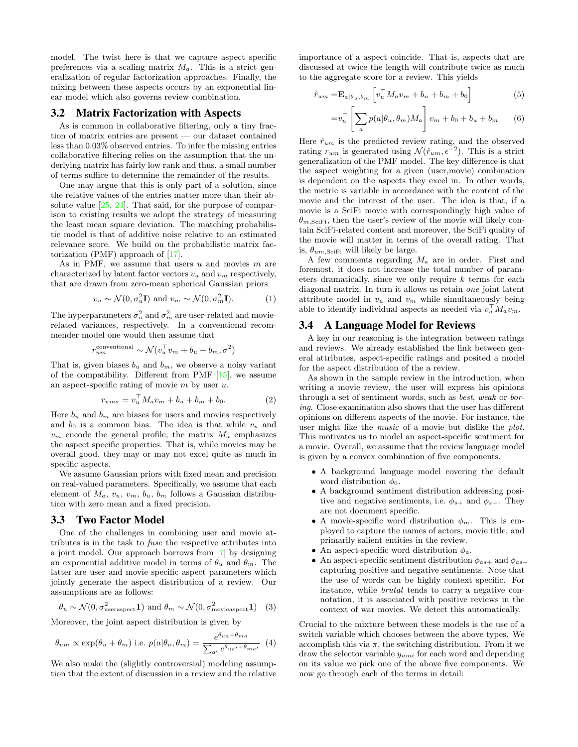model. The twist here is that we capture aspect specific preferences via a scaling matrix $M_a$. This is a strict generalization of regular factorization approaches. Finally, the mixing between these aspects occurs by an exponential linear model which also governs review combination.

## 3.2 Matrix Factorization with Aspects

As is common in collaborative filtering, only a tiny fraction of matrix entries are present — our dataset contained less than 0.03% observed entries. To infer the missing entries collaborative filtering relies on the assumption that the underlying matrix has fairly low rank and thus, a small number of terms suffice to determine the remainder of the results.

One may argue that this is only part of a solution, since the relative values of the entries matter more than their absolute value [25, 24]. That said, for the purpose of comparison to existing results we adopt the strategy of measuring the least mean square deviation. The matching probabilistic model is that of additive noise relative to an estimated relevance score. We build on the probabilistic matrix factorization (PMF) approach of [17].

As in PMF, we assume that users $u$ and movies $m$ are characterized by latent factor vectors $v_u$ and $v_m$ respectively, that are drawn from zero-mean spherical Gaussian priors

$$v_u \sim \mathcal{N}(0, \sigma_u^2 \mathbf{I}) \text{ and } v_m \sim \mathcal{N}(0, \sigma_m^2 \mathbf{I}). \tag{1}$$

The hyperparameters $\sigma_u^2$ and $\sigma_m^2$ are user-related and movie-related variances, respectively. In a conventional recommender model one would then assume that

$$r_{um}^{\text{conventional}} \sim \mathcal{N}(v_u^\top v_m + b_u + b_m, \sigma^2)$$

That is, given biases $b_u$ and $b_m$, we observe a noisy variant of the compatibility. Different from PMF [15], we assume an aspect-specific rating of movie $m$ by user $u$.

$$r_{uma} = v_u^\top M_a v_m + b_u + b_m + b_0. \tag{2}$$

Here $b_u$ and $b_m$ are biases for users and movies respectively and $b_0$ is a common bias. The idea is that while $v_u$ and $v_m$ encode the general profile, the matrix $M_a$ emphasizes the aspect specific properties. That is, while movies may be overall good, they may or may not excel quite as much in specific aspects.

We assume Gaussian priors with fixed mean and precision on real-valued parameters. Specifically, we assume that each element of $M_a$, $v_u$, $v_m$, $b_u$, $b_m$ follows a Gaussian distribution with zero mean and a fixed precision.

## 3.3 Two Factor Model

One of the challenges in combining user and movie attributes is in the task to *fuse* the respective attributes into a joint model. Our approach borrows from [7] by designing an exponential additive model in terms of $\theta_u$ and $\theta_m$. The latter are user and movie specific aspect parameters which jointly generate the aspect distribution of a review. Our assumptions are as follows:

$$\theta_u \sim \mathcal{N}(0, \sigma_{\text{useraspect}}^2 \mathbf{1}) \text{ and } \theta_m \sim \mathcal{N}(0, \sigma_{\text{movieaspect}}^2 \mathbf{1}) \tag{3}$$

Moreover, the joint aspect distribution is given by

$$\theta_{um} \propto \exp(\theta_u + \theta_m) \text{ i.e. } p(a|\theta_u, \theta_m) = \frac{e^{\theta_{ua} + \theta_{ma}}}{\sum_{a'} e^{\theta_{ua'} + \theta_{ma'}}} \tag{4}$$

We also make the (slightly controversial) modeling assumption that the extent of discussion in a review and the relative importance of a aspect coincide. That is, aspects that are discussed at twice the length will contribute twice as much to the aggregate score for a review. This yields

$$\hat{r}_{um} = \mathbf{E}_{a|\theta_u, \theta_m}\left[v_u^\top M_a v_m + b_u + b_m + b_0\right] \tag{5}$$

$$= v_u^\top \left[\sum_a p(a|\theta_u, \theta_m) M_a\right] v_m + b_0 + b_u + b_m \tag{6}$$

Here $\hat{r}_{um}$ is the predicted review rating, and the observed rating $r_{um}$ is generated using $\mathcal{N}(\hat{r}_{um}, \epsilon^{-2})$. This is a strict generalization of the PMF model. The key difference is that the aspect weighting for a given (user,movie) combination is dependent on the aspects they excel in. In other words, the metric is variable in accordance with the content of the movie and the interest of the user. The idea is that, if a movie is a SciFi movie with correspondingly high value of $\theta_{m,\text{SciFi}}$, then the user's review of the movie will likely contain SciFi-related content and moreover, the SciFi quality of the movie will matter in terms of the overall rating. That is, $\theta_{um,\text{SciFi}}$ will likely be large.

A few comments regarding $M_a$ are in order. First and foremost, it does not increase the total number of parameters dramatically, since we only require $k$ terms for each diagonal matrix. In turn it allows us retain *one* joint latent attribute model in $v_u$ and $v_m$ while simultaneously being able to identify individual aspects as needed via $v_u^\top M_a v_m$.

## 3.4 A Language Model for Reviews

A key in our reasoning is the integration between ratings and reviews. We already established the link between general attributes, aspect-specific ratings and posited a model for the aspect distribution of the a review.

As shown in the sample review in the introduction, when writing a movie review, the user will express his opinions through a set of sentiment words, such as *best*, *weak* or *boring*. Close examination also shows that the user has different opinions on different aspects of the movie. For instance, the user might like the *music* of a movie but dislike the *plot*. This motivates us to model an aspect-specific sentiment for a movie. Overall, we assume that the review language model is given by a convex combination of five components.

- A background language model covering the default word distribution $\phi_0$.
- A background sentiment distribution addressing positive and negative sentiments, i.e. $\phi_{s+}$ and $\phi_{s-}$. They are not document specific.
- A movie-specific word distribution $\phi_m$. This is employed to capture the names of actors, movie title, and primarily salient entities in the review.
- An aspect-specific word distribution $\phi_a$.
- An aspect-specific sentiment distribution $\phi_{as+}$ and $\phi_{as-}$ capturing positive and negative sentiments. Note that the use of words can be highly context specific. For instance, while *brutal* tends to carry a negative connotation, it is associated with positive reviews in the context of war movies. We detect this automatically.

Crucial to the mixture between these models is the use of a switch variable which chooses between the above types. We accomplish this via $\pi$, the switching distribution. From it we draw the selector variable $y_{umi}$ for each word and depending on its value we pick one of the above five components. We now go through each of the terms in detail: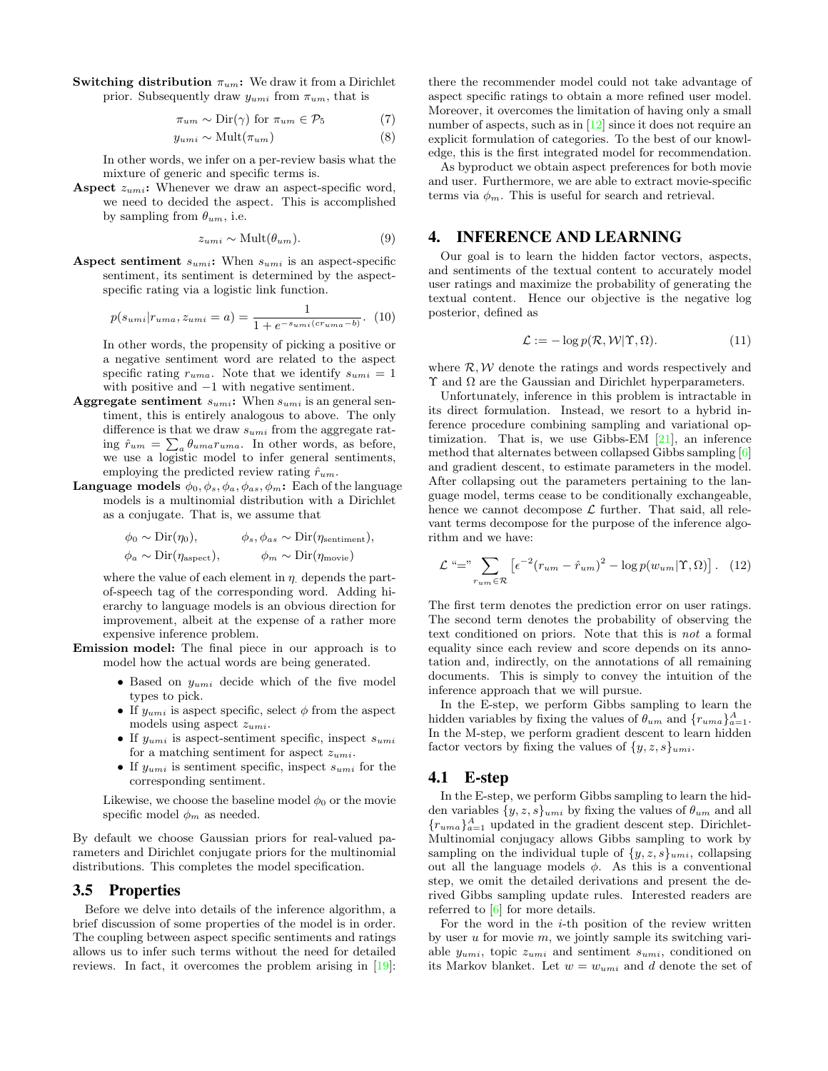**Switching distribution** $\pi_{um}$**:** We draw it from a Dirichlet prior. Subsequently draw $y_{umi}$ from $\pi_{um}$, that is

$$\pi_{um} \sim \text{Dir}(\gamma) \text{ for } \pi_{um} \in \mathcal{P}_5 \tag{7}$$

$$y_{umi} \sim \text{Mult}(\pi_{um}) \tag{8}$$

In other words, we infer on a per-review basis what the mixture of generic and specific terms is.

**Aspect** $z_{umi}$**:** Whenever we draw an aspect-specific word, we need to decided the aspect. This is accomplished by sampling from $\theta_{um}$, i.e.

$$z_{umi} \sim \text{Mult}(\theta_{um}). \tag{9}$$

**Aspect sentiment** $s_{umi}$**:** When $s_{umi}$ is an aspect-specific sentiment, its sentiment is determined by the aspect-specific rating via a logistic link function.

$$p(s_{umi}|r_{uma}, z_{umi} = a) = \frac{1}{1 + e^{-s_{umi}(cr_{uma} - b)}}. \tag{10}$$

In other words, the propensity of picking a positive or a negative sentiment word are related to the aspect specific rating $r_{uma}$. Note that we identify $s_{umi} = 1$ with positive and $-1$ with negative sentiment.

**Aggregate sentiment** $s_{umi}$**:** When $s_{umi}$ is an general sentiment, this is entirely analogous to above. The only difference is that we draw $s_{umi}$ from the aggregate rating $\hat{r}_{um} = \sum_a \theta_{uma} r_{uma}$. In other words, as before, we use a logistic model to infer general sentiments, employing the predicted review rating $\hat{r}_{um}$.

**Language models** $\phi_0, \phi_s, \phi_a, \phi_{as}, \phi_m$**:** Each of the language models is a multinomial distribution with a Dirichlet as a conjugate. That is, we assume that

$$\phi_0 \sim \text{Dir}(\eta_0), \qquad \phi_s, \phi_{as} \sim \text{Dir}(\eta_{\text{sentiment}}),$$
$$\phi_a \sim \text{Dir}(\eta_{\text{aspect}}), \qquad \phi_m \sim \text{Dir}(\eta_{\text{movie}})$$

where the value of each element in $\eta_{\cdot}$ depends the part-of-speech tag of the corresponding word. Adding hierarchy to language models is an obvious direction for improvement, albeit at the expense of a rather more expensive inference problem.

**Emission model:** The final piece in our approach is to model how the actual words are being generated.

- Based on $y_{umi}$ decide which of the five model types to pick.
- If $y_{umi}$ is aspect specific, select $\phi$ from the aspect models using aspect $z_{umi}$.
- If $y_{umi}$ is aspect-sentiment specific, inspect $s_{umi}$ for a matching sentiment for aspect $z_{umi}$.
- If $y_{umi}$ is sentiment specific, inspect $s_{umi}$ for the corresponding sentiment.

Likewise, we choose the baseline model $\phi_0$ or the movie specific model $\phi_m$ as needed.

By default we choose Gaussian priors for real-valued parameters and Dirichlet conjugate priors for the multinomial distributions. This completes the model specification.

## 3.5 Properties

Before we delve into details of the inference algorithm, a brief discussion of some properties of the model is in order. The coupling between aspect specific sentiments and ratings allows us to infer such terms without the need for detailed reviews. In fact, it overcomes the problem arising in [19]: there the recommender model could not take advantage of aspect specific ratings to obtain a more refined user model. Moreover, it overcomes the limitation of having only a small number of aspects, such as in [12] since it does not require an explicit formulation of categories. To the best of our knowledge, this is the first integrated model for recommendation.

As byproduct we obtain aspect preferences for both movie and user. Furthermore, we are able to extract movie-specific terms via $\phi_m$. This is useful for search and retrieval.

# 4. INFERENCE AND LEARNING

Our goal is to learn the hidden factor vectors, aspects, and sentiments of the textual content to accurately model user ratings and maximize the probability of generating the textual content. Hence our objective is the negative log posterior, defined as

$$\mathcal{L} := -\log p(\mathcal{R}, \mathcal{W}|\Upsilon, \Omega). \tag{11}$$

where $\mathcal{R}, \mathcal{W}$ denote the ratings and words respectively and $\Upsilon$ and $\Omega$ are the Gaussian and Dirichlet hyperparameters.

Unfortunately, inference in this problem is intractable in its direct formulation. Instead, we resort to a hybrid inference procedure combining sampling and variational optimization. That is, we use Gibbs-EM [21], an inference method that alternates between collapsed Gibbs sampling [6] and gradient descent, to estimate parameters in the model. After collapsing out the parameters pertaining to the language model, terms cease to be conditionally exchangeable, hence we cannot decompose $\mathcal{L}$ further. That said, all relevant terms decompose for the purpose of the inference algorithm and we have:

$$\mathcal{L} \text{ “=” } \sum_{r_{um} \in \mathcal{R}} \left[ \epsilon^{-2}(r_{um} - \hat{r}_{um})^2 - \log p(w_{um}|\Upsilon, \Omega) \right]. \tag{12}$$

The first term denotes the prediction error on user ratings. The second term denotes the probability of observing the text conditioned on priors. Note that this is *not* a formal equality since each review and score depends on its annotation and, indirectly, on the annotations of all remaining documents. This is simply to convey the intuition of the inference approach that we will pursue.

In the E-step, we perform Gibbs sampling to learn the hidden variables by fixing the values of $\theta_{um}$ and $\{r_{uma}\}_{a=1}^{A}$. In the M-step, we perform gradient descent to learn hidden factor vectors by fixing the values of $\{y, z, s\}_{umi}$.

## 4.1 E-step

In the E-step, we perform Gibbs sampling to learn the hidden variables $\{y, z, s\}_{umi}$ by fixing the values of $\theta_{um}$ and all $\{r_{uma}\}_{a=1}^{A}$ updated in the gradient descent step. Dirichlet-Multinomial conjugacy allows Gibbs sampling to work by sampling on the individual tuple of $\{y, z, s\}_{umi}$, collapsing out all the language models $\phi$. As this is a conventional step, we omit the detailed derivations and present the derived Gibbs sampling update rules. Interested readers are referred to [6] for more details.

For the word in the $i$-th position of the review written by user $u$ for movie $m$, we jointly sample its switching variable $y_{umi}$, topic $z_{umi}$ and sentiment $s_{umi}$, conditioned on its Markov blanket. Let $w = w_{umi}$ and $d$ denote the set of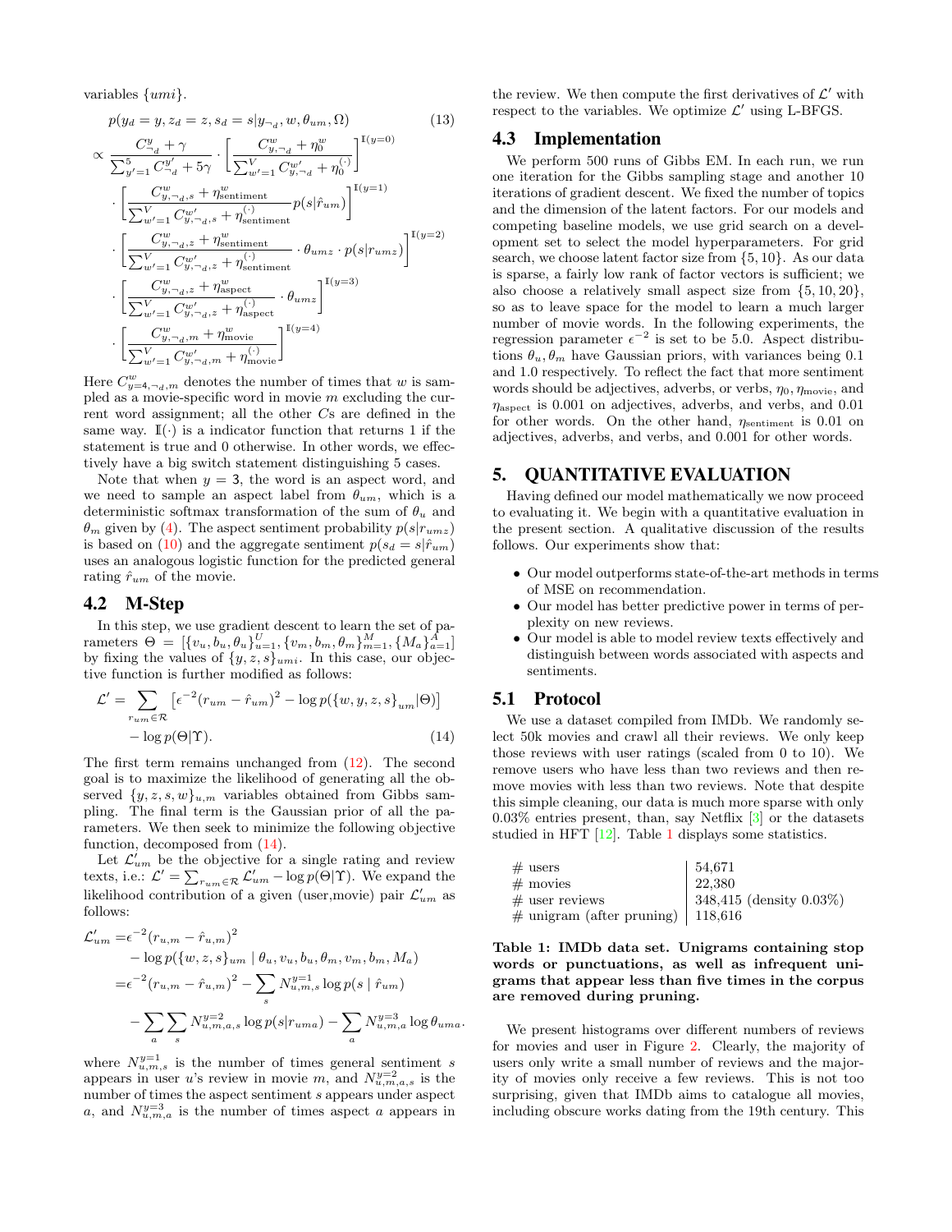variables $\{umi\}$.

$$
\begin{aligned}
&p(y_d = y, z_d = z, s_d = s | y_{\neg d}, w, \theta_{um}, \Omega) \qquad (13)\\
&\propto \frac{C^y_{\neg d} + \gamma}{\sum_{y'=1}^{5} C^{y'}_{\neg d} + 5\gamma} \cdot \left[ \frac{C^w_{y,\neg d} + \eta^w_0}{\sum_{w'=1}^{V} C^{w'}_{y,\neg d} + \eta^{(\cdot)}_0} \right]^{\mathbb{I}(y=0)} \\
&\cdot \left[ \frac{C^w_{y,\neg d,s} + \eta^w_{\text{sentiment}}}{\sum_{w'=1}^{V} C^{w'}_{y,\neg d,s} + \eta^{(\cdot)}_{\text{sentiment}}} p(s|\hat{r}_{um}) \right]^{\mathbb{I}(y=1)} \\
&\cdot \left[ \frac{C^w_{y,\neg d,z} + \eta^w_{\text{sentiment}}}{\sum_{w'=1}^{V} C^{w'}_{y,\neg d,z} + \eta^{(\cdot)}_{\text{sentiment}}} \cdot \theta_{umz} \cdot p(s|r_{umz}) \right]^{\mathbb{I}(y=2)} \\
&\cdot \left[ \frac{C^w_{y,\neg d,z} + \eta^w_{\text{aspect}}}{\sum_{w'=1}^{V} C^{w'}_{y,\neg d,z} + \eta^{(\cdot)}_{\text{aspect}}} \cdot \theta_{umz} \right]^{\mathbb{I}(y=3)} \\
&\cdot \left[ \frac{C^w_{y,\neg d,m} + \eta^w_{\text{movie}}}{\sum_{w'=1}^{V} C^{w'}_{y,\neg d,m} + \eta^{(\cdot)}_{\text{movie}}} \right]^{\mathbb{I}(y=4)}
\end{aligned}
$$

Here $C^w_{y=4,\neg d,m}$ denotes the number of times that $w$ is sampled as a movie-specific word in movie $m$ excluding the current word assignment; all the other $C$s are defined in the same way. $\mathbb{I}(\cdot)$ is a indicator function that returns 1 if the statement is true and 0 otherwise. In other words, we effectively have a big switch statement distinguishing 5 cases.

Note that when $y = 3$, the word is an aspect word, and we need to sample an aspect label from $\theta_{um}$, which is a deterministic softmax transformation of the sum of $\theta_u$ and $\theta_m$ given by (4). The aspect sentiment probability $p(s|r_{umz})$ is based on (10) and the aggregate sentiment $p(s_d = s|\hat{r}_{um})$ uses an analogous logistic function for the predicted general rating $\hat{r}_{um}$ of the movie.

## 4.2 M-Step

In this step, we use gradient descent to learn the set of parameters $\Theta = [\{v_u, b_u, \theta_u\}_{u=1}^{U}, \{v_m, b_m, \theta_m\}_{m=1}^{M}, \{M_a\}_{a=1}^{A}]$ by fixing the values of $\{y, z, s\}_{umi}$. In this case, our objective function is further modified as follows:

$$
\begin{aligned}
\mathcal{L}' = &\sum_{r_{um} \in \mathcal{R}} \left[ \epsilon^{-2}(r_{um} - \hat{r}_{um})^2 - \log p(\{w, y, z, s\}_{um} | \Theta) \right] \\
&- \log p(\Theta | \Upsilon). \qquad (14)
\end{aligned}
$$

The first term remains unchanged from (12). The second goal is to maximize the likelihood of generating all the observed $\{y, z, s, w\}_{u,m}$ variables obtained from Gibbs sampling. The final term is the Gaussian prior of all the parameters. We then seek to minimize the following objective function, decomposed from (14).

Let $\mathcal{L}'_{um}$ be the objective for a single rating and review texts, i.e.: $\mathcal{L}' = \sum_{r_{um} \in \mathcal{R}} \mathcal{L}'_{um} - \log p(\Theta|\Upsilon)$. We expand the likelihood contribution of a given (user,movie) pair $\mathcal{L}'_{um}$ as follows:

$$
\begin{aligned}
\mathcal{L}'_{um} = &\epsilon^{-2}(r_{u,m} - \hat{r}_{u,m})^2 \\
&- \log p(\{w, z, s\}_{um} \mid \theta_u, v_u, b_u, \theta_m, v_m, b_m, M_a) \\
= &\epsilon^{-2}(r_{u,m} - \hat{r}_{u,m})^2 - \sum_s N^{y=1}_{u,m,s} \log p(s \mid \hat{r}_{um}) \\
&- \sum_a \sum_s N^{y=2}_{u,m,a,s} \log p(s|r_{uma}) - \sum_a N^{y=3}_{u,m,a} \log \theta_{uma}.
\end{aligned}
$$

where $N^{y=1}_{u,m,s}$ is the number of times general sentiment $s$ appears in user $u$'s review in movie $m$, and $N^{y=2}_{u,m,a,s}$ is the number of times the aspect sentiment $s$ appears under aspect $a$, and $N^{y=3}_{u,m,a}$ is the number of times aspect $a$ appears in the review. We then compute the first derivatives of $\mathcal{L}'$ with respect to the variables. We optimize $\mathcal{L}'$ using L-BFGS.

## 4.3 Implementation

We perform 500 runs of Gibbs EM. In each run, we run one iteration for the Gibbs sampling stage and another 10 iterations of gradient descent. We fixed the number of topics and the dimension of the latent factors. For our models and competing baseline models, we use grid search on a development set to select the model hyperparameters. For grid search, we choose latent factor size from $\{5, 10\}$. As our data is sparse, a fairly low rank of factor vectors is sufficient; we also choose a relatively small aspect size from $\{5, 10, 20\}$, so as to leave space for the model to learn a much larger number of movie words. In the following experiments, the regression parameter $\epsilon^{-2}$ is set to be 5.0. Aspect distributions $\theta_u, \theta_m$ have Gaussian priors, with variances being 0.1 and 1.0 respectively. To reflect the fact that more sentiment words should be adjectives, adverbs, or verbs, $\eta_0$, $\eta_{\text{movie}}$, and $\eta_{\text{aspect}}$ is 0.001 on adjectives, adverbs, and verbs, and 0.01 for other words. On the other hand, $\eta_{\text{sentiment}}$ is 0.01 on adjectives, adverbs, and verbs, and 0.001 for other words.

# 5. QUANTITATIVE EVALUATION

Having defined our model mathematically we now proceed to evaluating it. We begin with a quantitative evaluation in the present section. A qualitative discussion of the results follows. Our experiments show that:

- Our model outperforms state-of-the-art methods in terms of MSE on recommendation.
- Our model has better predictive power in terms of perplexity on new reviews.
- Our model is able to model review texts effectively and distinguish between words associated with aspects and sentiments.

## 5.1 Protocol

We use a dataset compiled from IMDb. We randomly select 50k movies and crawl all their reviews. We only keep those reviews with user ratings (scaled from 0 to 10). We remove users who have less than two reviews and then remove movies with less than two reviews. Note that despite this simple cleaning, our data is much more sparse with only 0.03% entries present, than, say Netflix [3] or the datasets studied in HFT [12]. Table 1 displays some statistics.

| | |
|---|---|
| # users | 54,671 |
| # movies | 22,380 |
| # user reviews | 348,415 (density 0.03%) |
| # unigram (after pruning) | 118,616 |

**Table 1: IMDb data set. Unigrams containing stop words or punctuations, as well as infrequent unigrams that appear less than five times in the corpus are removed during pruning.**

We present histograms over different numbers of reviews for movies and user in Figure 2. Clearly, the majority of users only write a small number of reviews and the majority of movies only receive a few reviews. This is not too surprising, given that IMDb aims to catalogue all movies, including obscure works dating from the 19th century. This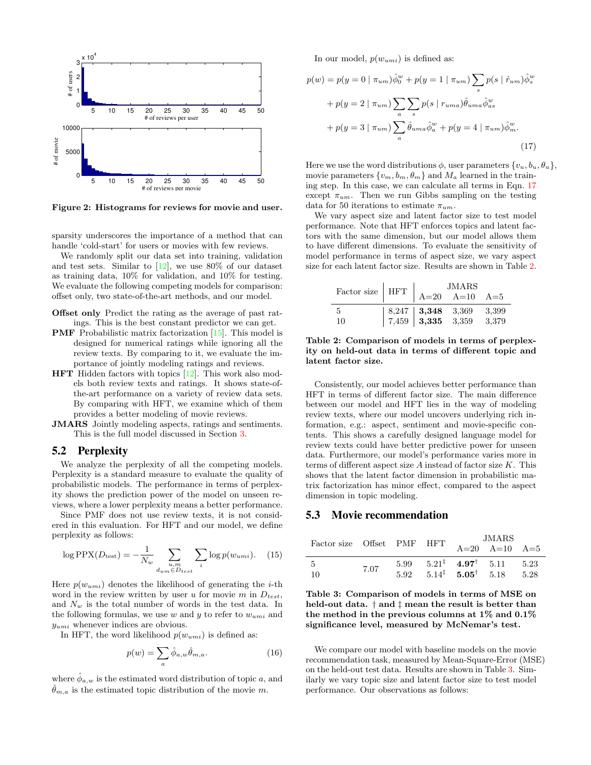Figure 2: Histograms for reviews for movie and user.

sparsity underscores the importance of a method that can handle 'cold-start' for users or movies with few reviews.

We randomly split our data set into training, validation and test sets. Similar to [12], we use 80% of our dataset as training data, 10% for validation, and 10% for testing. We evaluate the following competing models for comparison: offset only, two state-of-the-art methods, and our model.

- **Offset only** Predict the rating as the average of past ratings. This is the best constant predictor we can get.
- **PMF** Probabilistic matrix factorization [15]. This model is designed for numerical ratings while ignoring all the review texts. By comparing to it, we evaluate the importance of jointly modeling ratings and reviews.
- **HFT** Hidden factors with topics [12]. This work also models both review texts and ratings. It shows state-of-the-art performance on a variety of review data sets. By comparing with HFT, we examine which of them provides a better modeling of movie reviews.
- **JMARS** Jointly modeling aspects, ratings and sentiments. This is the full model discussed in Section 3.

## 5.2 Perplexity

We analyze the perplexity of all the competing models. Perplexity is a standard measure to evaluate the quality of probabilistic models. The performance in terms of perplexity shows the prediction power of the model on unseen reviews, where a lower perplexity means a better performance.

Since PMF does not use review texts, it is not considered in this evaluation. For HFT and our model, we define perplexity as follows:

$$\log \mathrm{PPX}(D_{\text{test}}) = -\frac{1}{N_w} \sum_{\substack{u,m \\ d_{um} \in D_{test}}} \sum_i \log p(w_{umi}). \quad (15)$$

Here $p(w_{umi})$ denotes the likelihood of generating the $i$-th word in the review written by user $u$ for movie $m$ in $D_{test}$, and $N_w$ is the total number of words in the test data. In the following formulas, we use $w$ and $y$ to refer to $w_{umi}$ and $y_{umi}$ whenever indices are obvious.

In HFT, the word likelihood $p(w_{umi})$ is defined as:

$$p(w) = \sum_a \hat{\phi}_{a,w} \hat{\theta}_{m,a}. \quad (16)$$

where $\hat{\phi}_{a,w}$ is the estimated word distribution of topic $a$, and $\hat{\theta}_{m,a}$ is the estimated topic distribution of the movie $m$.

In our model, $p(w_{umi})$ is defined as:

$$\begin{aligned} p(w) = {} & p(y=0 \mid \pi_{um}) \hat{\phi}^w_0 + p(y=1 \mid \pi_{um}) \sum_s p(s \mid \hat{r}_{um}) \hat{\phi}^w_s \\ & + p(y=2 \mid \pi_{um}) \sum_a \sum_s p(s \mid r_{uma}) \hat{\theta}_{uma} \hat{\phi}^w_{as} \\ & + p(y=3 \mid \pi_{um}) \sum_a \hat{\theta}_{uma} \hat{\phi}^w_a + p(y=4 \mid \pi_{um}) \hat{\phi}^w_m. \end{aligned} \quad (17)$$

Here we use the word distributions $\phi$, user parameters $\{v_u, b_u, \theta_u\}$, movie parameters $\{v_m, b_m, \theta_m\}$ and $M_a$ learned in the training step. In this case, we can calculate all terms in Eqn. 17 except $\pi_{um}$. Then we run Gibbs sampling on the testing data for 50 iterations to estimate $\pi_{um}$.

We vary aspect size and latent factor size to test model performance. Note that HFT enforces topics and latent factors with the same dimension, but our model allows them to have different dimensions. To evaluate the sensitivity of model performance in terms of aspect size, we vary aspect size for each latent factor size. Results are shown in Table 2.

| Factor size | HFT | JMARS | | |
|---|---|---|---|---|
| | | A=20 | A=10 | A=5 |
| 5 | 8,247 | **3,348** | 3,369 | 3,399 |
| 10 | 7,459 | **3,335** | 3,359 | 3,379 |

**Table 2: Comparison of models in terms of perplexity on held-out data in terms of different topic and latent factor size.**

Consistently, our model achieves better performance than HFT in terms of different factor size. The main difference between our model and HFT lies in the way of modeling review texts, where our model uncovers underlying rich information, e.g.: aspect, sentiment and movie-specific contents. This shows a carefully designed language model for review texts could have better predictive power for unseen data. Furthermore, our model's performance varies more in terms of different aspect size $A$ instead of factor size $K$. This shows that the latent factor dimension in probabilistic matrix factorization has minor effect, compared to the aspect dimension in topic modeling.

## 5.3 Movie recommendation

| Factor size | Offset | PMF | HFT | JMARS | | |
|---|---|---|---|---|---|---|
| | | | | A=20 | A=10 | A=5 |
| 5 | 7.07 | 5.99 | $5.21^{\ddagger}$ | $\mathbf{4.97}^{\dagger}$ | 5.11 | 5.23 |
| 10 | | 5.92 | $5.14^{\ddagger}$ | $\mathbf{5.05}^{\dagger}$ | 5.18 | 5.28 |

**Table 3: Comparison of models in terms of MSE on held-out data. † and ‡ mean the result is better than the method in the previous columns at 1% and 0.1% significance level, measured by McNemar's test.**

We compare our model with baseline models on the movie recommendation task, measured by Mean-Square-Error (MSE) on the held-out test data. Results are shown in Table 3. Similarly we vary topic size and latent factor size to test model performance. Our observations as follows: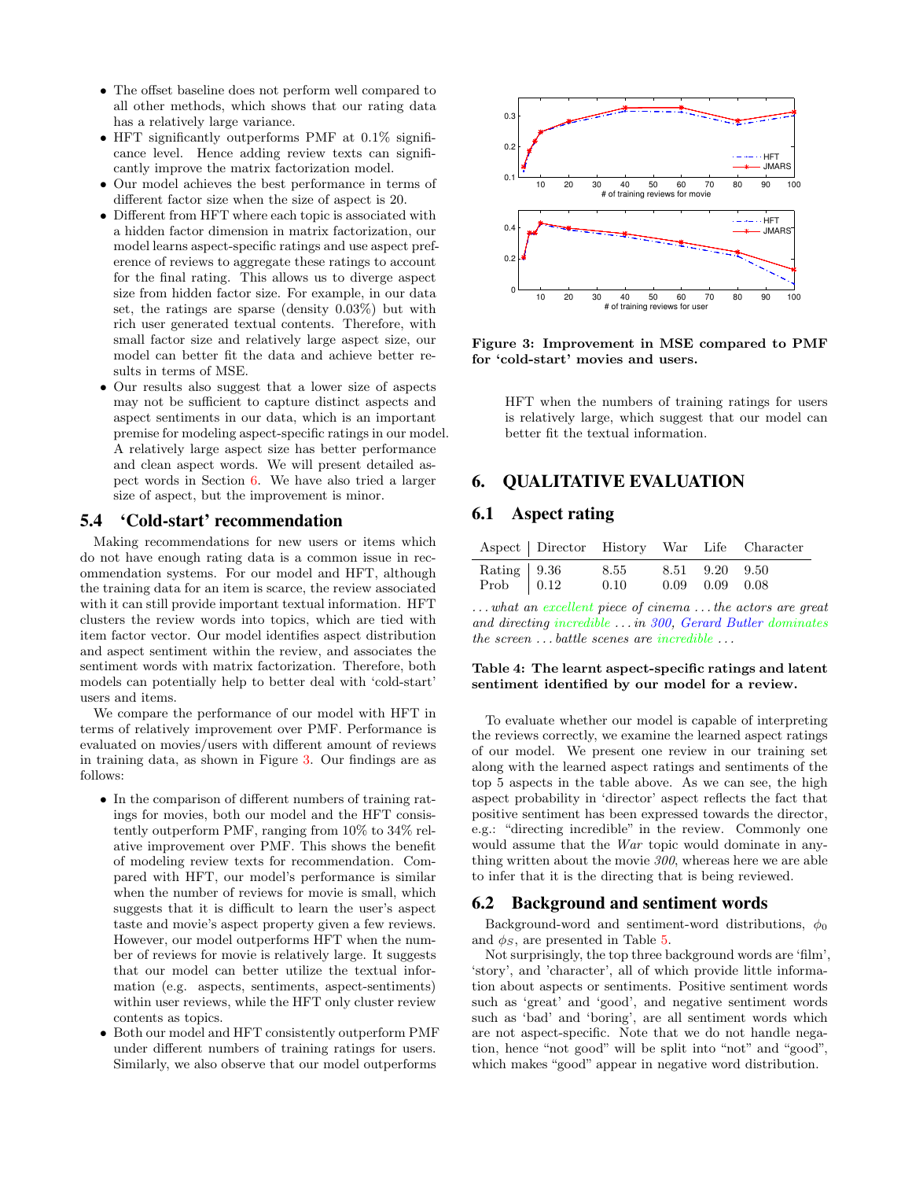- The offset baseline does not perform well compared to all other methods, which shows that our rating data has a relatively large variance.
- HFT significantly outperforms PMF at 0.1% significance level. Hence adding review texts can significantly improve the matrix factorization model.
- Our model achieves the best performance in terms of different factor size when the size of aspect is 20.
- Different from HFT where each topic is associated with a hidden factor dimension in matrix factorization, our model learns aspect-specific ratings and use aspect preference of reviews to aggregate these ratings to account for the final rating. This allows us to diverge aspect size from hidden factor size. For example, in our data set, the ratings are sparse (density 0.03%) but with rich user generated textual contents. Therefore, with small factor size and relatively large aspect size, our model can better fit the data and achieve better results in terms of MSE.
- Our results also suggest that a lower size of aspects may not be sufficient to capture distinct aspects and aspect sentiments in our data, which is an important premise for modeling aspect-specific ratings in our model. A relatively large aspect size has better performance and clean aspect words. We will present detailed aspect words in Section 6. We have also tried a larger size of aspect, but the improvement is minor.

## 5.4 'Cold-start' recommendation

Making recommendations for new users or items which do not have enough rating data is a common issue in recommendation systems. For our model and HFT, although the training data for an item is scarce, the review associated with it can still provide important textual information. HFT clusters the review words into topics, which are tied with item factor vector. Our model identifies aspect distribution and aspect sentiment within the review, and associates the sentiment words with matrix factorization. Therefore, both models can potentially help to better deal with 'cold-start' users and items.

We compare the performance of our model with HFT in terms of relatively improvement over PMF. Performance is evaluated on movies/users with different amount of reviews in training data, as shown in Figure 3. Our findings are as follows:

- In the comparison of different numbers of training ratings for movies, both our model and the HFT consistently outperform PMF, ranging from 10% to 34% relative improvement over PMF. This shows the benefit of modeling review texts for recommendation. Compared with HFT, our model's performance is similar when the number of reviews for movie is small, which suggests that it is difficult to learn the user's aspect taste and movie's aspect property given a few reviews. However, our model outperforms HFT when the number of reviews for movie is relatively large. It suggests that our model can better utilize the textual information (e.g. aspects, sentiments, aspect-sentiments) within user reviews, while the HFT only cluster review contents as topics.
- Both our model and HFT consistently outperform PMF under different numbers of training ratings for users. Similarly, we also observe that our model outperforms HFT when the numbers of training ratings for users is relatively large, which suggest that our model can better fit the textual information.

0.3
0.2
0.1
10 20 30 40 50 60 70 80 90 100
# of training reviews for movie
HFT
JMARS

0.4
0.2
0
10 20 30 40 50 60 70 80 90 100
# of training reviews for user
HFT
JMARS

**Figure 3: Improvement in MSE compared to PMF for 'cold-start' movies and users.**

# 6. QUALITATIVE EVALUATION

## 6.1 Aspect rating

| Aspect | Director | History | War | Life | Character |
|---|---|---|---|---|---|
| Rating | 9.36 | 8.55 | 8.51 | 9.20 | 9.50 |
| Prob | 0.12 | 0.10 | 0.09 | 0.09 | 0.08 |

*... what an excellent piece of cinema ... the actors are great and directing incredible ... in 300, Gerard Butler dominates the screen ... battle scenes are incredible ...*

**Table 4: The learnt aspect-specific ratings and latent sentiment identified by our model for a review.**

To evaluate whether our model is capable of interpreting the reviews correctly, we examine the learned aspect ratings of our model. We present one review in our training set along with the learned aspect ratings and sentiments of the top 5 aspects in the table above. As we can see, the high aspect probability in 'director' aspect reflects the fact that positive sentiment has been expressed towards the director, e.g.: "directing incredible" in the review. Commonly one would assume that the *War* topic would dominate in anything written about the movie *300*, whereas here we are able to infer that it is the directing that is being reviewed.

## 6.2 Background and sentiment words

Background-word and sentiment-word distributions, $\phi_0$ and $\phi_S$, are presented in Table 5.

Not surprisingly, the top three background words are 'film', 'story', and 'character', all of which provide little information about aspects or sentiments. Positive sentiment words such as 'great' and 'good', and negative sentiment words such as 'bad' and 'boring', are all sentiment words which are not aspect-specific. Note that we do not handle negation, hence "not good" will be split into "not" and "good", which makes "good" appear in negative word distribution.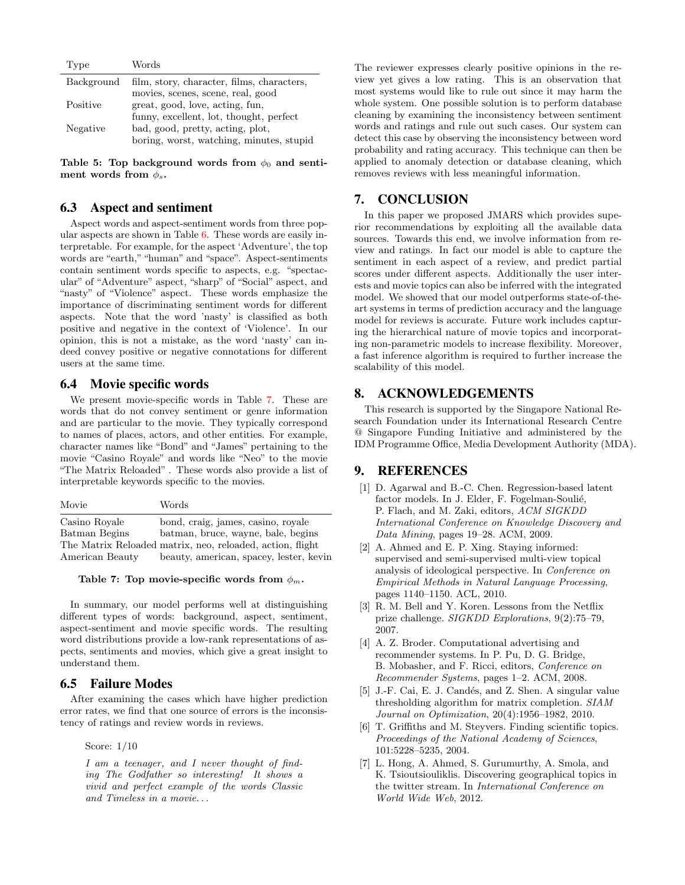| Type | Words |
|---|---|
| Background | film, story, character, films, characters, movies, scenes, scene, real, good |
| Positive | great, good, love, acting, fun, funny, excellent, lot, thought, perfect |
| Negative | bad, good, pretty, acting, plot, boring, worst, watching, minutes, stupid |

**Table 5: Top background words from $\phi_0$ and sentiment words from $\phi_s$.**

## 6.3 Aspect and sentiment

Aspect words and aspect-sentiment words from three popular aspects are shown in Table 6. These words are easily interpretable. For example, for the aspect 'Adventure', the top words are "earth," "human" and "space". Aspect-sentiments contain sentiment words specific to aspects, e.g. "spectacular" of "Adventure" aspect, "sharp" of "Social" aspect, and "nasty" of "Violence" aspect. These words emphasize the importance of discriminating sentiment words for different aspects. Note that the word 'nasty' is classified as both positive and negative in the context of 'Violence'. In our opinion, this is not a mistake, as the word 'nasty' can indeed convey positive or negative connotations for different users at the same time.

## 6.4 Movie specific words

We present movie-specific words in Table 7. These are words that do not convey sentiment or genre information and are particular to the movie. They typically correspond to names of places, actors, and other entities. For example, character names like "Bond" and "James" pertaining to the movie "Casino Royale" and words like "Neo" to the movie "The Matrix Reloaded" . These words also provide a list of interpretable keywords specific to the movies.

| Movie | Words |
|---|---|
| Casino Royale | bond, craig, james, casino, royale |
| Batman Begins | batman, bruce, wayne, bale, begins |
| The Matrix Reloaded | matrix, neo, reloaded, action, flight |
| American Beauty | beauty, american, spacey, lester, kevin |

**Table 7: Top movie-specific words from $\phi_m$.**

In summary, our model performs well at distinguishing different types of words: background, aspect, sentiment, aspect-sentiment and movie specific words. The resulting word distributions provide a low-rank representations of aspects, sentiments and movies, which give a great insight to understand them.

## 6.5 Failure Modes

After examining the cases which have higher prediction error rates, we find that one source of errors is the inconsistency of ratings and review words in reviews.

> Score: 1/10
>
> *I am a teenager, and I never thought of finding The Godfather so interesting! It shows a vivid and perfect example of the words Classic and Timeless in a movie...*

The reviewer expresses clearly positive opinions in the review yet gives a low rating. This is an observation that most systems would like to rule out since it may harm the whole system. One possible solution is to perform database cleaning by examining the inconsistency between sentiment words and ratings and rule out such cases. Our system can detect this case by observing the inconsistency between word probability and rating accuracy. This technique can then be applied to anomaly detection or database cleaning, which removes reviews with less meaningful information.

# 7. CONCLUSION

In this paper we proposed JMARS which provides superior recommendations by exploiting all the available data sources. Towards this end, we involve information from review and ratings. In fact our model is able to capture the sentiment in each aspect of a review, and predict partial scores under different aspects. Additionally the user interests and movie topics can also be inferred with the integrated model. We showed that our model outperforms state-of-the-art systems in terms of prediction accuracy and the language model for reviews is accurate. Future work includes capturing the hierarchical nature of movie topics and incorporating non-parametric models to increase flexibility. Moreover, a fast inference algorithm is required to further increase the scalability of this model.

# 8. ACKNOWLEDGEMENTS

This research is supported by the Singapore National Research Foundation under its International Research Centre @ Singapore Funding Initiative and administered by the IDM Programme Office, Media Development Authority (MDA).

# 9. REFERENCES

[1] D. Agarwal and B.-C. Chen. Regression-based latent factor models. In J. Elder, F. Fogelman-Soulié, P. Flach, and M. Zaki, editors, *ACM SIGKDD International Conference on Knowledge Discovery and Data Mining*, pages 19–28. ACM, 2009.

[2] A. Ahmed and E. P. Xing. Staying informed: supervised and semi-supervised multi-view topical analysis of ideological perspective. In *Conference on Empirical Methods in Natural Language Processing*, pages 1140–1150. ACL, 2010.

[3] R. M. Bell and Y. Koren. Lessons from the Netflix prize challenge. *SIGKDD Explorations*, 9(2):75–79, 2007.

[4] A. Z. Broder. Computational advertising and recommender systems. In P. Pu, D. G. Bridge, B. Mobasher, and F. Ricci, editors, *Conference on Recommender Systems*, pages 1–2. ACM, 2008.

[5] J.-F. Cai, E. J. Candés, and Z. Shen. A singular value thresholding algorithm for matrix completion. *SIAM Journal on Optimization*, 20(4):1956–1982, 2010.

[6] T. Griffiths and M. Steyvers. Finding scientific topics. *Proceedings of the National Academy of Sciences*, 101:5228–5235, 2004.

[7] L. Hong, A. Ahmed, S. Gurumurthy, A. Smola, and K. Tsioutsiouliklis. Discovering geographical topics in the twitter stream. In *International Conference on World Wide Web*, 2012.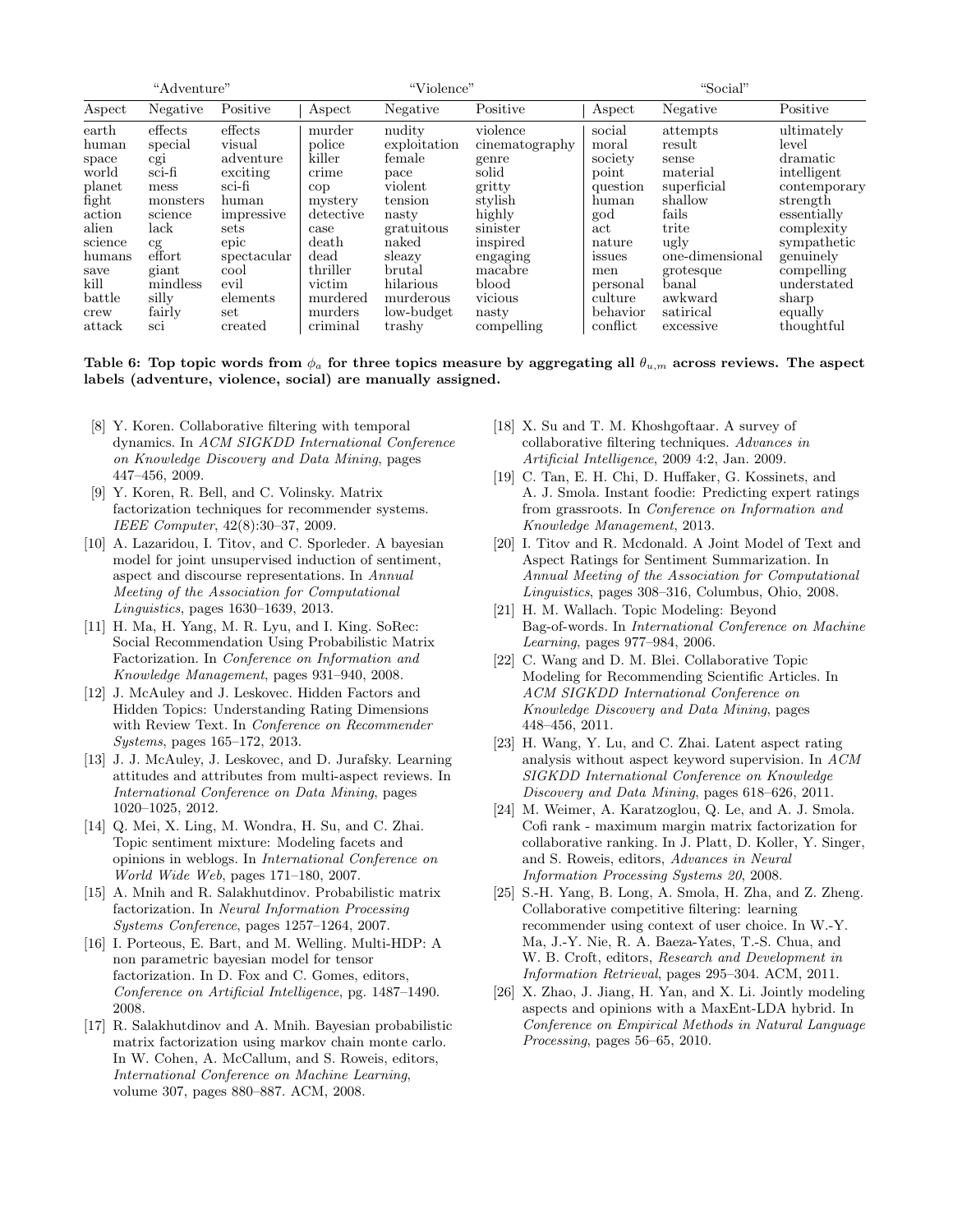| "Adventure" | | | "Violence" | | | "Social" | | |
|---|---|---|---|---|---|---|---|---|
| Aspect | Negative | Positive | Aspect | Negative | Positive | Aspect | Negative | Positive |
| earth | effects | effects | murder | nudity | violence | social | attempts | ultimately |
| human | special | visual | police | exploitation | cinematography | moral | result | level |
| space | cgi | adventure | killer | female | genre | society | sense | dramatic |
| world | sci-fi | exciting | crime | pace | solid | point | material | intelligent |
| planet | mess | sci-fi | cop | violent | gritty | question | superficial | contemporary |
| fight | monsters | human | mystery | tension | stylish | human | shallow | strength |
| action | science | impressive | detective | nasty | highly | god | fails | essentially |
| alien | lack | sets | case | gratuitous | sinister | act | trite | complexity |
| science | cg | epic | death | naked | inspired | nature | ugly | sympathetic |
| humans | effort | spectacular | dead | sleazy | engaging | issues | one-dimensional | genuinely |
| save | giant | cool | thriller | brutal | macabre | men | grotesque | compelling |
| kill | mindless | evil | victim | hilarious | blood | personal | banal | understated |
| battle | silly | elements | murdered | murderous | vicious | culture | awkward | sharp |
| crew | fairly | set | murders | low-budget | nasty | behavior | satirical | equally |
| attack | sci | created | criminal | trashy | compelling | conflict | excessive | thoughtful |

**Table 6: Top topic words from $\phi_a$ for three topics measure by aggregating all $\theta_{u,m}$ across reviews. The aspect labels (adventure, violence, social) are manually assigned.**

[8] Y. Koren. Collaborative filtering with temporal dynamics. In *ACM SIGKDD International Conference on Knowledge Discovery and Data Mining*, pages 447–456, 2009.

[9] Y. Koren, R. Bell, and C. Volinsky. Matrix factorization techniques for recommender systems. *IEEE Computer*, 42(8):30–37, 2009.

[10] A. Lazaridou, I. Titov, and C. Sporleder. A bayesian model for joint unsupervised induction of sentiment, aspect and discourse representations. In *Annual Meeting of the Association for Computational Linguistics*, pages 1630–1639, 2013.

[11] H. Ma, H. Yang, M. R. Lyu, and I. King. SoRec: Social Recommendation Using Probabilistic Matrix Factorization. In *Conference on Information and Knowledge Management*, pages 931–940, 2008.

[12] J. McAuley and J. Leskovec. Hidden Factors and Hidden Topics: Understanding Rating Dimensions with Review Text. In *Conference on Recommender Systems*, pages 165–172, 2013.

[13] J. J. McAuley, J. Leskovec, and D. Jurafsky. Learning attitudes and attributes from multi-aspect reviews. In *International Conference on Data Mining*, pages 1020–1025, 2012.

[14] Q. Mei, X. Ling, M. Wondra, H. Su, and C. Zhai. Topic sentiment mixture: Modeling facets and opinions in weblogs. In *International Conference on World Wide Web*, pages 171–180, 2007.

[15] A. Mnih and R. Salakhutdinov. Probabilistic matrix factorization. In *Neural Information Processing Systems Conference*, pages 1257–1264, 2007.

[16] I. Porteous, E. Bart, and M. Welling. Multi-HDP: A non parametric bayesian model for tensor factorization. In D. Fox and C. Gomes, editors, *Conference on Artificial Intelligence*, pg. 1487–1490. 2008.

[17] R. Salakhutdinov and A. Mnih. Bayesian probabilistic matrix factorization using markov chain monte carlo. In W. Cohen, A. McCallum, and S. Roweis, editors, *International Conference on Machine Learning*, volume 307, pages 880–887. ACM, 2008.

[18] X. Su and T. M. Khoshgoftaar. A survey of collaborative filtering techniques. *Advances in Artificial Intelligence*, 2009 4:2, Jan. 2009.

[19] C. Tan, E. H. Chi, D. Huffaker, G. Kossinets, and A. J. Smola. Instant foodie: Predicting expert ratings from grassroots. In *Conference on Information and Knowledge Management*, 2013.

[20] I. Titov and R. Mcdonald. A Joint Model of Text and Aspect Ratings for Sentiment Summarization. In *Annual Meeting of the Association for Computational Linguistics*, pages 308–316, Columbus, Ohio, 2008.

[21] H. M. Wallach. Topic Modeling: Beyond Bag-of-words. In *International Conference on Machine Learning*, pages 977–984, 2006.

[22] C. Wang and D. M. Blei. Collaborative Topic Modeling for Recommending Scientific Articles. In *ACM SIGKDD International Conference on Knowledge Discovery and Data Mining*, pages 448–456, 2011.

[23] H. Wang, Y. Lu, and C. Zhai. Latent aspect rating analysis without aspect keyword supervision. In *ACM SIGKDD International Conference on Knowledge Discovery and Data Mining*, pages 618–626, 2011.

[24] M. Weimer, A. Karatzoglou, Q. Le, and A. J. Smola. Cofi rank - maximum margin matrix factorization for collaborative ranking. In J. Platt, D. Koller, Y. Singer, and S. Roweis, editors, *Advances in Neural Information Processing Systems 20*, 2008.

[25] S.-H. Yang, B. Long, A. Smola, H. Zha, and Z. Zheng. Collaborative competitive filtering: learning recommender using context of user choice. In W.-Y. Ma, J.-Y. Nie, R. A. Baeza-Yates, T.-S. Chua, and W. B. Croft, editors, *Research and Development in Information Retrieval*, pages 295–304. ACM, 2011.

[26] X. Zhao, J. Jiang, H. Yan, and X. Li. Jointly modeling aspects and opinions with a MaxEnt-LDA hybrid. In *Conference on Empirical Methods in Natural Language Processing*, pages 56–65, 2010.